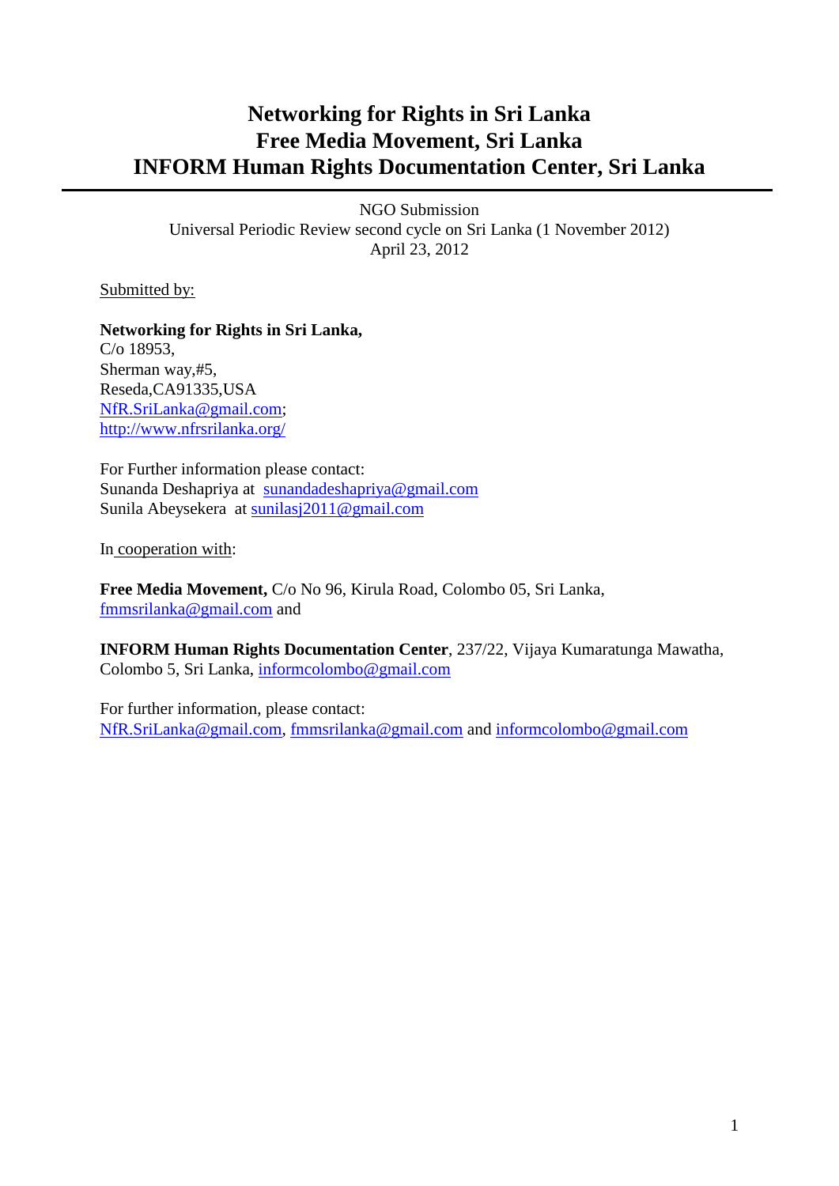# Networking for Rights in Sri Lanka
# Free Media Movement, Sri Lanka
# INFORM Human Rights Documentation Center, Sri Lanka

---

NGO Submission
Universal Periodic Review second cycle on Sri Lanka (1 November 2012)
April 23, 2012

Submitted by:

**Networking for Rights in Sri Lanka,**
C/o 18953,
Sherman way,#5,
Reseda,CA91335,USA
NfR.SriLanka@gmail.com;
http://www.nfrsrilanka.org/

For Further information please contact:
Sunanda Deshapriya at sunandadeshapriya@gmail.com
Sunila Abeysekera at sunilasj2011@gmail.com

In cooperation with:

**Free Media Movement,** C/o No 96, Kirula Road, Colombo 05, Sri Lanka, fmmsrilanka@gmail.com and

**INFORM Human Rights Documentation Center**, 237/22, Vijaya Kumaratunga Mawatha, Colombo 5, Sri Lanka, informcolombo@gmail.com

For further information, please contact:
NfR.SriLanka@gmail.com, fmmsrilanka@gmail.com and informcolombo@gmail.com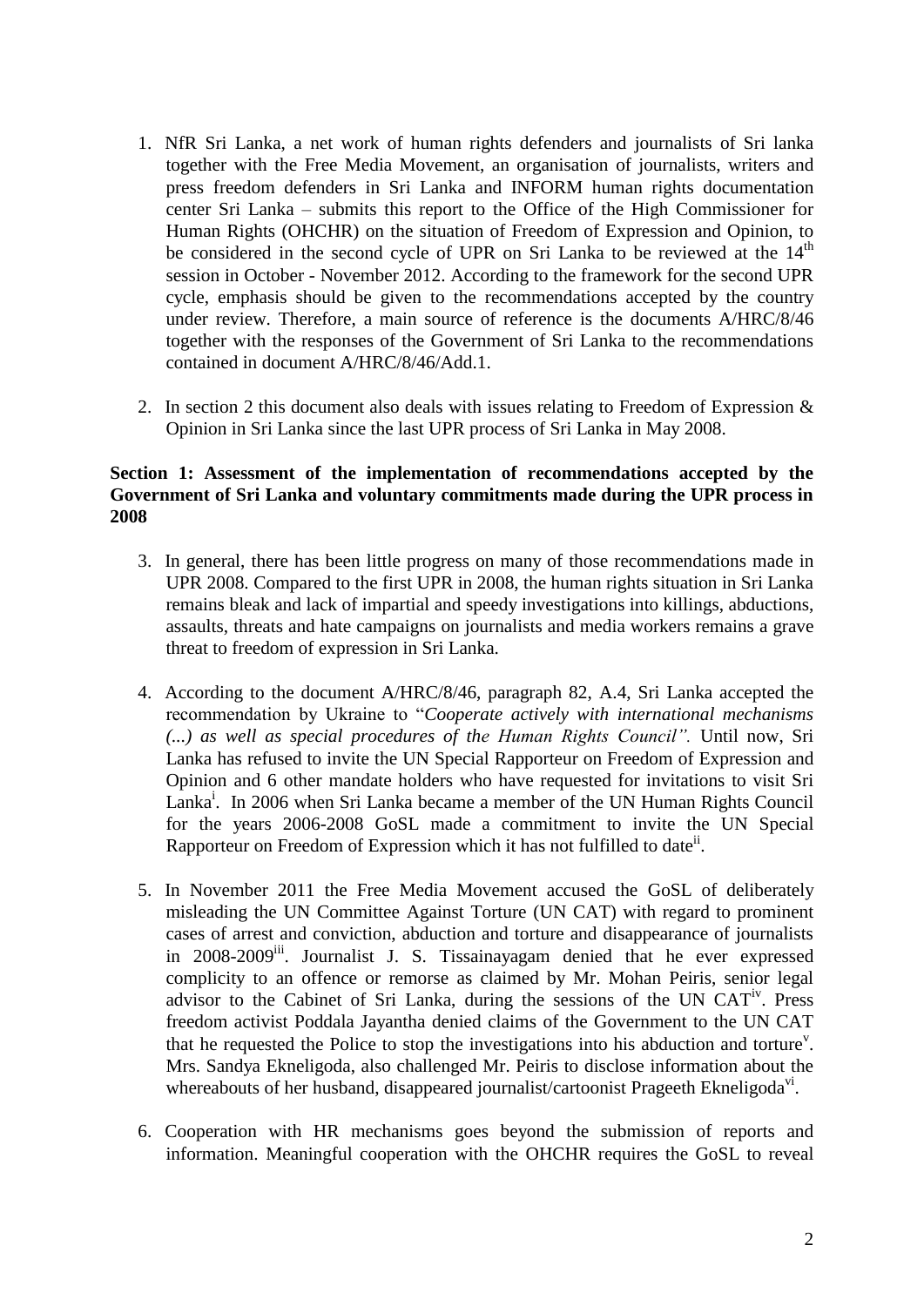1. NfR Sri Lanka, a net work of human rights defenders and journalists of Sri lanka together with the Free Media Movement, an organisation of journalists, writers and press freedom defenders in Sri Lanka and INFORM human rights documentation center Sri Lanka – submits this report to the Office of the High Commissioner for Human Rights (OHCHR) on the situation of Freedom of Expression and Opinion, to be considered in the second cycle of UPR on Sri Lanka to be reviewed at the 14th session in October - November 2012. According to the framework for the second UPR cycle, emphasis should be given to the recommendations accepted by the country under review. Therefore, a main source of reference is the documents A/HRC/8/46 together with the responses of the Government of Sri Lanka to the recommendations contained in document A/HRC/8/46/Add.1.

2. In section 2 this document also deals with issues relating to Freedom of Expression & Opinion in Sri Lanka since the last UPR process of Sri Lanka in May 2008.

**Section 1: Assessment of the implementation of recommendations accepted by the Government of Sri Lanka and voluntary commitments made during the UPR process in 2008**

3. In general, there has been little progress on many of those recommendations made in UPR 2008. Compared to the first UPR in 2008, the human rights situation in Sri Lanka remains bleak and lack of impartial and speedy investigations into killings, abductions, assaults, threats and hate campaigns on journalists and media workers remains a grave threat to freedom of expression in Sri Lanka.

4. According to the document A/HRC/8/46, paragraph 82, A.4, Sri Lanka accepted the recommendation by Ukraine to "*Cooperate actively with international mechanisms (...) as well as special procedures of the Human Rights Council".* Until now, Sri Lanka has refused to invite the UN Special Rapporteur on Freedom of Expression and Opinion and 6 other mandate holders who have requested for invitations to visit Sri Lanka[i]. In 2006 when Sri Lanka became a member of the UN Human Rights Council for the years 2006-2008 GoSL made a commitment to invite the UN Special Rapporteur on Freedom of Expression which it has not fulfilled to date[ii].

5. In November 2011 the Free Media Movement accused the GoSL of deliberately misleading the UN Committee Against Torture (UN CAT) with regard to prominent cases of arrest and conviction, abduction and torture and disappearance of journalists in 2008-2009[iii]. Journalist J. S. Tissainayagam denied that he ever expressed complicity to an offence or remorse as claimed by Mr. Mohan Peiris, senior legal advisor to the Cabinet of Sri Lanka, during the sessions of the UN CAT[iv]. Press freedom activist Poddala Jayantha denied claims of the Government to the UN CAT that he requested the Police to stop the investigations into his abduction and torture[v]. Mrs. Sandya Ekneligoda, also challenged Mr. Peiris to disclose information about the whereabouts of her husband, disappeared journalist/cartoonist Prageeth Ekneligoda[vi].

6. Cooperation with HR mechanisms goes beyond the submission of reports and information. Meaningful cooperation with the OHCHR requires the GoSL to reveal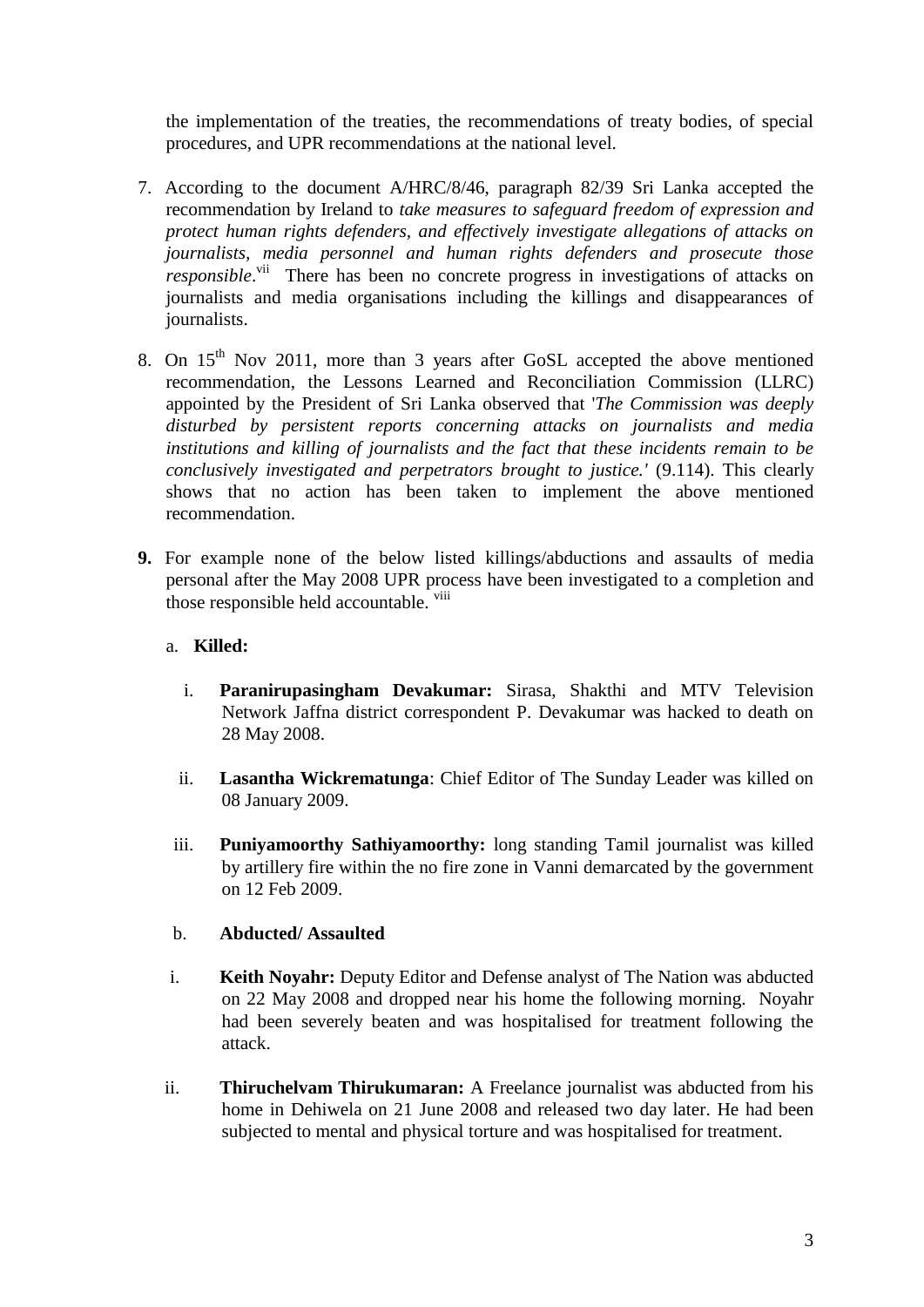the implementation of the treaties, the recommendations of treaty bodies, of special procedures, and UPR recommendations at the national level.

7. According to the document A/HRC/8/46, paragraph 82/39 Sri Lanka accepted the recommendation by Ireland to *take measures to safeguard freedom of expression and protect human rights defenders, and effectively investigate allegations of attacks on journalists, media personnel and human rights defenders and prosecute those responsible*.[vii] There has been no concrete progress in investigations of attacks on journalists and media organisations including the killings and disappearances of journalists.

8. On 15th Nov 2011, more than 3 years after GoSL accepted the above mentioned recommendation, the Lessons Learned and Reconciliation Commission (LLRC) appointed by the President of Sri Lanka observed that '*The Commission was deeply disturbed by persistent reports concerning attacks on journalists and media institutions and killing of journalists and the fact that these incidents remain to be conclusively investigated and perpetrators brought to justice.*' (9.114). This clearly shows that no action has been taken to implement the above mentioned recommendation.

**9.** For example none of the below listed killings/abductions and assaults of media personal after the May 2008 UPR process have been investigated to a completion and those responsible held accountable. [viii]

   a. **Killed:**

      i. **Paranirupasingham Devakumar:** Sirasa, Shakthi and MTV Television Network Jaffna district correspondent P. Devakumar was hacked to death on 28 May 2008.

      ii. **Lasantha Wickrematunga**: Chief Editor of The Sunday Leader was killed on 08 January 2009.

      iii. **Puniyamoorthy Sathiyamoorthy:** long standing Tamil journalist was killed by artillery fire within the no fire zone in Vanni demarcated by the government on 12 Feb 2009.

   b. **Abducted/ Assaulted**

      i. **Keith Noyahr:** Deputy Editor and Defense analyst of The Nation was abducted on 22 May 2008 and dropped near his home the following morning. Noyahr had been severely beaten and was hospitalised for treatment following the attack.

      ii. **Thiruchelvam Thirukumaran:** A Freelance journalist was abducted from his home in Dehiwela on 21 June 2008 and released two day later. He had been subjected to mental and physical torture and was hospitalised for treatment.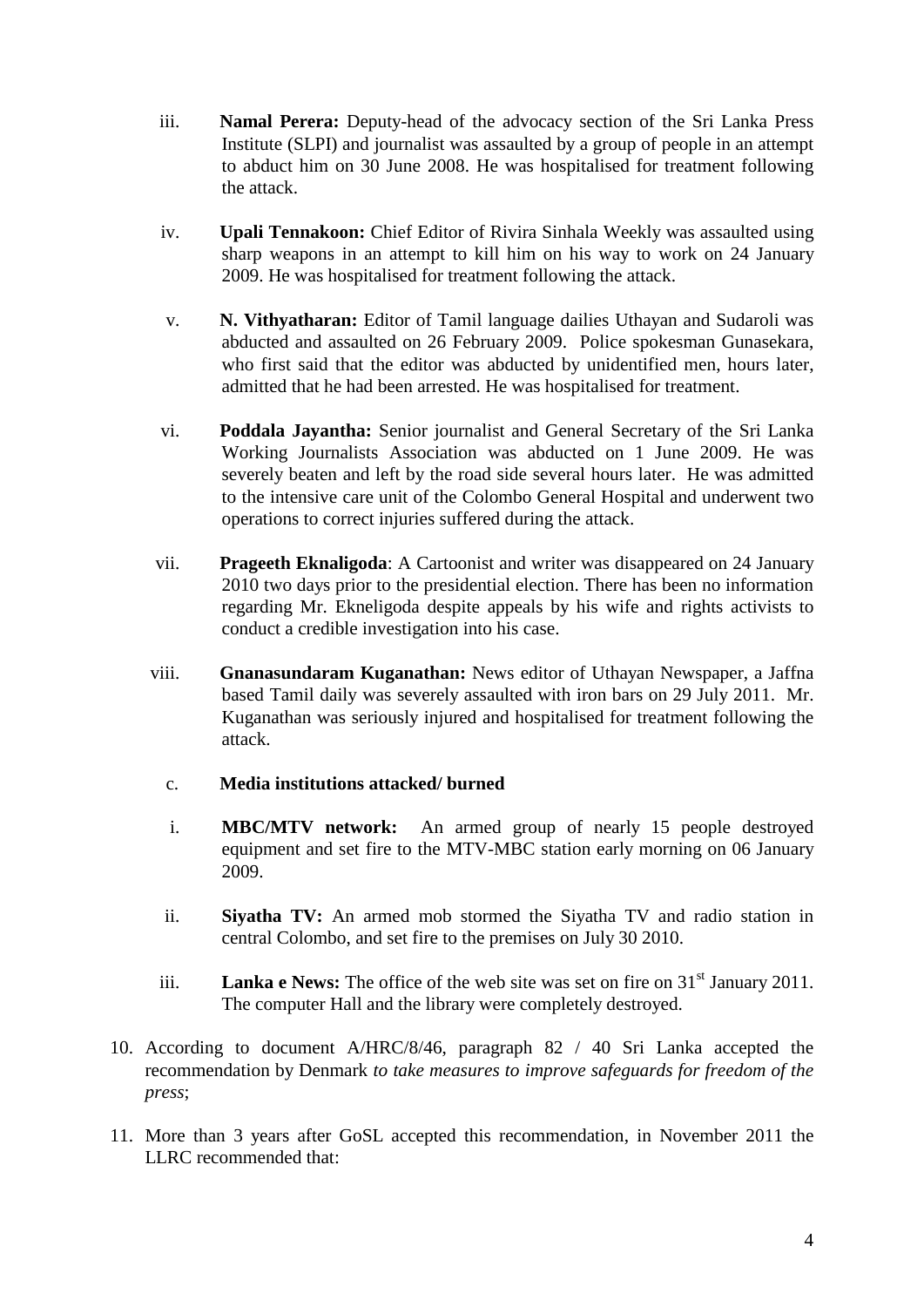iii. **Namal Perera:** Deputy-head of the advocacy section of the Sri Lanka Press Institute (SLPI) and journalist was assaulted by a group of people in an attempt to abduct him on 30 June 2008. He was hospitalised for treatment following the attack.

iv. **Upali Tennakoon:** Chief Editor of Rivira Sinhala Weekly was assaulted using sharp weapons in an attempt to kill him on his way to work on 24 January 2009. He was hospitalised for treatment following the attack.

v. **N. Vithyatharan:** Editor of Tamil language dailies Uthayan and Sudaroli was abducted and assaulted on 26 February 2009. Police spokesman Gunasekara, who first said that the editor was abducted by unidentified men, hours later, admitted that he had been arrested. He was hospitalised for treatment.

vi. **Poddala Jayantha:** Senior journalist and General Secretary of the Sri Lanka Working Journalists Association was abducted on 1 June 2009. He was severely beaten and left by the road side several hours later. He was admitted to the intensive care unit of the Colombo General Hospital and underwent two operations to correct injuries suffered during the attack.

vii. **Prageeth Eknaligoda**: A Cartoonist and writer was disappeared on 24 January 2010 two days prior to the presidential election. There has been no information regarding Mr. Ekneligoda despite appeals by his wife and rights activists to conduct a credible investigation into his case.

viii. **Gnanasundaram Kuganathan:** News editor of Uthayan Newspaper, a Jaffna based Tamil daily was severely assaulted with iron bars on 29 July 2011. Mr. Kuganathan was seriously injured and hospitalised for treatment following the attack.

c. **Media institutions attacked/ burned**

i. **MBC/MTV network:** An armed group of nearly 15 people destroyed equipment and set fire to the MTV-MBC station early morning on 06 January 2009.

ii. **Siyatha TV:** An armed mob stormed the Siyatha TV and radio station in central Colombo, and set fire to the premises on July 30 2010.

iii. **Lanka e News:** The office of the web site was set on fire on 31st January 2011. The computer Hall and the library were completely destroyed.

10. According to document A/HRC/8/46, paragraph 82 / 40 Sri Lanka accepted the recommendation by Denmark *to take measures to improve safeguards for freedom of the press*;

11. More than 3 years after GoSL accepted this recommendation, in November 2011 the LLRC recommended that: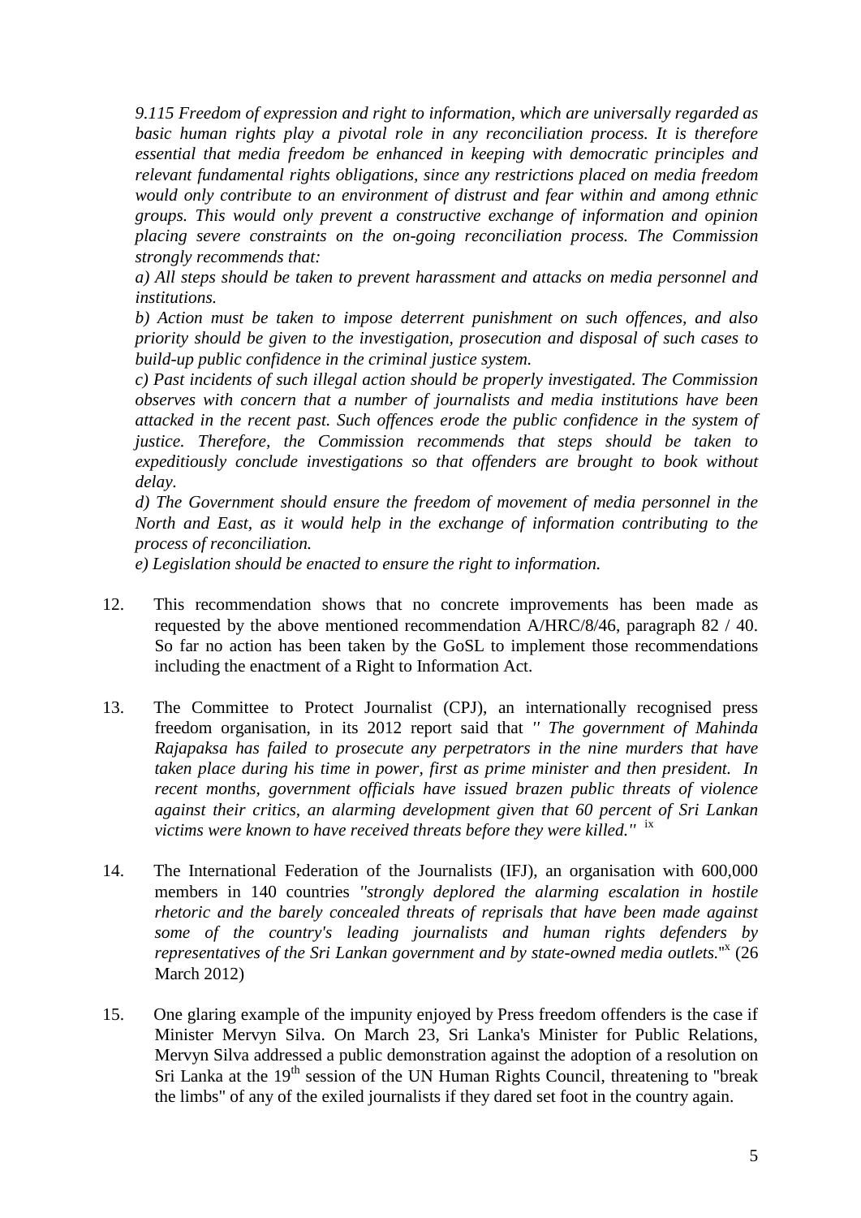*9.115 Freedom of expression and right to information, which are universally regarded as basic human rights play a pivotal role in any reconciliation process. It is therefore essential that media freedom be enhanced in keeping with democratic principles and relevant fundamental rights obligations, since any restrictions placed on media freedom would only contribute to an environment of distrust and fear within and among ethnic groups. This would only prevent a constructive exchange of information and opinion placing severe constraints on the on-going reconciliation process. The Commission strongly recommends that:*

*a) All steps should be taken to prevent harassment and attacks on media personnel and institutions.*

*b) Action must be taken to impose deterrent punishment on such offences, and also priority should be given to the investigation, prosecution and disposal of such cases to build-up public confidence in the criminal justice system.*

*c) Past incidents of such illegal action should be properly investigated. The Commission observes with concern that a number of journalists and media institutions have been attacked in the recent past. Such offences erode the public confidence in the system of justice. Therefore, the Commission recommends that steps should be taken to expeditiously conclude investigations so that offenders are brought to book without delay.*

*d) The Government should ensure the freedom of movement of media personnel in the North and East, as it would help in the exchange of information contributing to the process of reconciliation.*

*e) Legislation should be enacted to ensure the right to information.*

12. This recommendation shows that no concrete improvements has been made as requested by the above mentioned recommendation A/HRC/8/46, paragraph 82 / 40. So far no action has been taken by the GoSL to implement those recommendations including the enactment of a Right to Information Act.

13. The Committee to Protect Journalist (CPJ), an internationally recognised press freedom organisation, in its 2012 report said that *" The government of Mahinda Rajapaksa has failed to prosecute any perpetrators in the nine murders that have taken place during his time in power, first as prime minister and then president. In recent months, government officials have issued brazen public threats of violence against their critics, an alarming development given that 60 percent of Sri Lankan victims were known to have received threats before they were killed."* [ix]

14. The International Federation of the Journalists (IFJ), an organisation with 600,000 members in 140 countries *"strongly deplored the alarming escalation in hostile rhetoric and the barely concealed threats of reprisals that have been made against some of the country's leading journalists and human rights defenders by representatives of the Sri Lankan government and by state-owned media outlets.*"[x] (26 March 2012)

15. One glaring example of the impunity enjoyed by Press freedom offenders is the case if Minister Mervyn Silva. On March 23, Sri Lanka's Minister for Public Relations, Mervyn Silva addressed a public demonstration against the adoption of a resolution on Sri Lanka at the 19th session of the UN Human Rights Council, threatening to "break the limbs" of any of the exiled journalists if they dared set foot in the country again.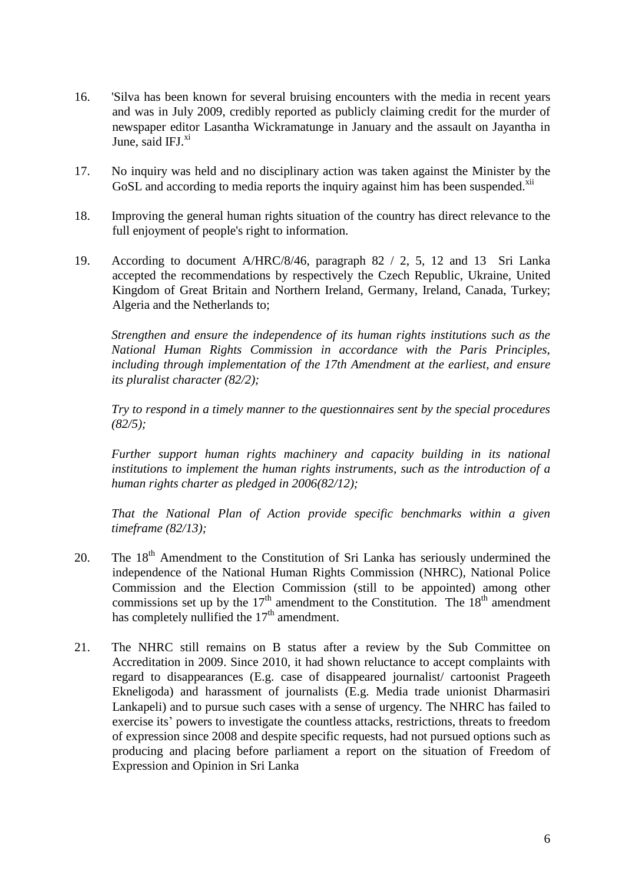16. 'Silva has been known for several bruising encounters with the media in recent years and was in July 2009, credibly reported as publicly claiming credit for the murder of newspaper editor Lasantha Wickramatunge in January and the assault on Jayantha in June, said IFJ.[xi]

17. No inquiry was held and no disciplinary action was taken against the Minister by the GoSL and according to media reports the inquiry against him has been suspended.[xii]

18. Improving the general human rights situation of the country has direct relevance to the full enjoyment of people's right to information.

19. According to document A/HRC/8/46, paragraph 82 / 2, 5, 12 and 13 Sri Lanka accepted the recommendations by respectively the Czech Republic, Ukraine, United Kingdom of Great Britain and Northern Ireland, Germany, Ireland, Canada, Turkey; Algeria and the Netherlands to;

    *Strengthen and ensure the independence of its human rights institutions such as the National Human Rights Commission in accordance with the Paris Principles, including through implementation of the 17th Amendment at the earliest, and ensure its pluralist character (82/2);*

    *Try to respond in a timely manner to the questionnaires sent by the special procedures (82/5);*

    *Further support human rights machinery and capacity building in its national institutions to implement the human rights instruments, such as the introduction of a human rights charter as pledged in 2006(82/12);*

    *That the National Plan of Action provide specific benchmarks within a given timeframe (82/13);*

20. The 18th Amendment to the Constitution of Sri Lanka has seriously undermined the independence of the National Human Rights Commission (NHRC), National Police Commission and the Election Commission (still to be appointed) among other commissions set up by the 17th amendment to the Constitution. The 18th amendment has completely nullified the 17th amendment.

21. The NHRC still remains on B status after a review by the Sub Committee on Accreditation in 2009. Since 2010, it had shown reluctance to accept complaints with regard to disappearances (E.g. case of disappeared journalist/ cartoonist Prageeth Ekneligoda) and harassment of journalists (E.g. Media trade unionist Dharmasiri Lankapeli) and to pursue such cases with a sense of urgency. The NHRC has failed to exercise its' powers to investigate the countless attacks, restrictions, threats to freedom of expression since 2008 and despite specific requests, had not pursued options such as producing and placing before parliament a report on the situation of Freedom of Expression and Opinion in Sri Lanka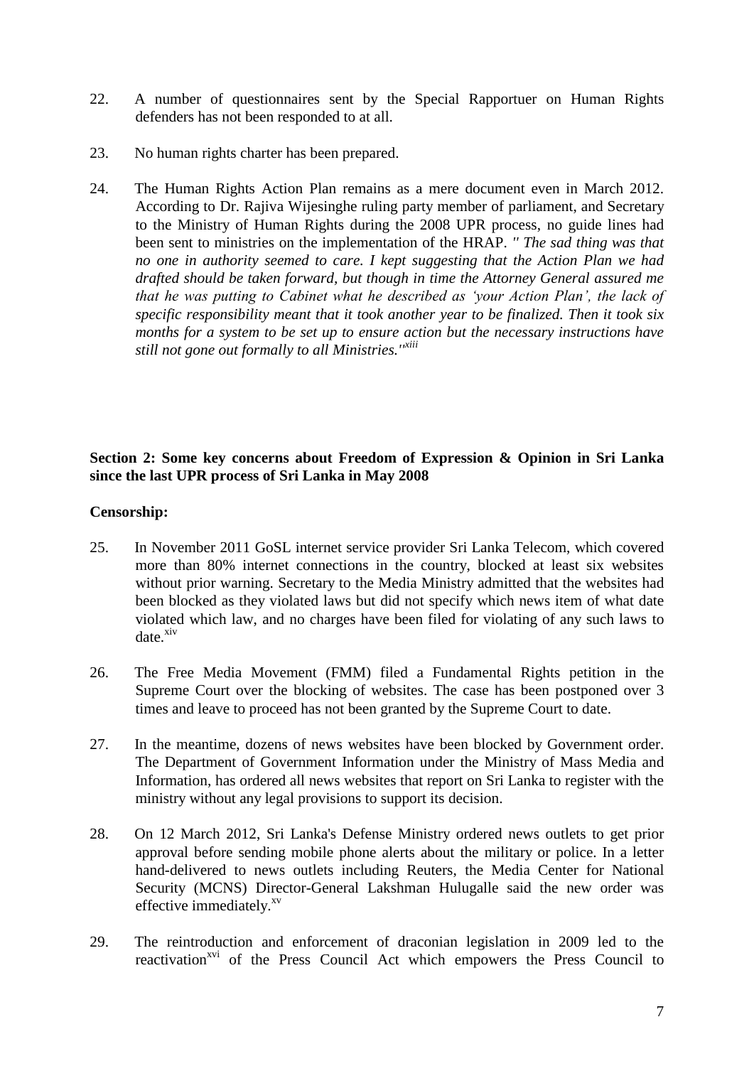22. A number of questionnaires sent by the Special Rapportuer on Human Rights defenders has not been responded to at all.

23. No human rights charter has been prepared.

24. The Human Rights Action Plan remains as a mere document even in March 2012. According to Dr. Rajiva Wijesinghe ruling party member of parliament, and Secretary to the Ministry of Human Rights during the 2008 UPR process, no guide lines had been sent to ministries on the implementation of the HRAP. *" The sad thing was that no one in authority seemed to care. I kept suggesting that the Action Plan we had drafted should be taken forward, but though in time the Attorney General assured me that he was putting to Cabinet what he described as 'your Action Plan', the lack of specific responsibility meant that it took another year to be finalized. Then it took six months for a system to be set up to ensure action but the necessary instructions have still not gone out formally to all Ministries."*[xiii]

**Section 2: Some key concerns about Freedom of Expression & Opinion in Sri Lanka since the last UPR process of Sri Lanka in May 2008**

**Censorship:**

25. In November 2011 GoSL internet service provider Sri Lanka Telecom, which covered more than 80% internet connections in the country, blocked at least six websites without prior warning. Secretary to the Media Ministry admitted that the websites had been blocked as they violated laws but did not specify which news item of what date violated which law, and no charges have been filed for violating of any such laws to date.[xiv]

26. The Free Media Movement (FMM) filed a Fundamental Rights petition in the Supreme Court over the blocking of websites. The case has been postponed over 3 times and leave to proceed has not been granted by the Supreme Court to date.

27. In the meantime, dozens of news websites have been blocked by Government order. The Department of Government Information under the Ministry of Mass Media and Information, has ordered all news websites that report on Sri Lanka to register with the ministry without any legal provisions to support its decision.

28. On 12 March 2012, Sri Lanka's Defense Ministry ordered news outlets to get prior approval before sending mobile phone alerts about the military or police. In a letter hand-delivered to news outlets including Reuters, the Media Center for National Security (MCNS) Director-General Lakshman Hulugalle said the new order was effective immediately.[xv]

29. The reintroduction and enforcement of draconian legislation in 2009 led to the reactivation[xvi] of the Press Council Act which empowers the Press Council to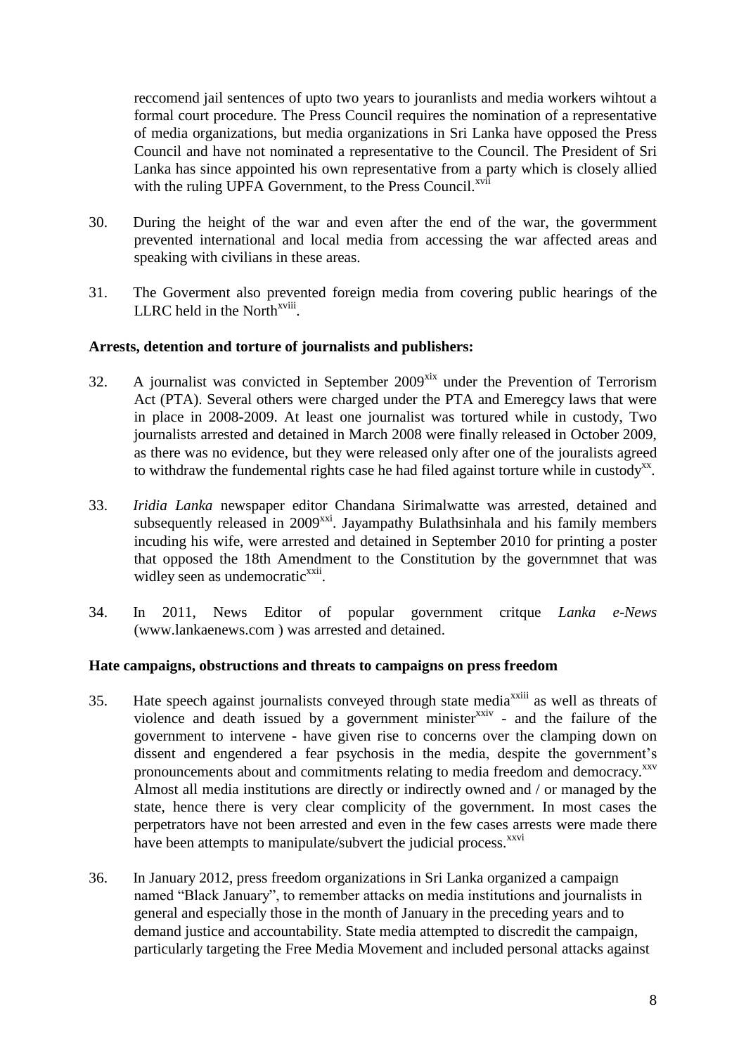reccomend jail sentences of upto two years to jouranlists and media workers wihtout a formal court procedure. The Press Council requires the nomination of a representative of media organizations, but media organizations in Sri Lanka have opposed the Press Council and have not nominated a representative to the Council. The President of Sri Lanka has since appointed his own representative from a party which is closely allied with the ruling UPFA Government, to the Press Council.[xvii]

30. During the height of the war and even after the end of the war, the govermment prevented international and local media from accessing the war affected areas and speaking with civilians in these areas.

31. The Goverment also prevented foreign media from covering public hearings of the LLRC held in the North[xviii].

**Arrests, detention and torture of journalists and publishers:**

32. A journalist was convicted in September 2009[xix] under the Prevention of Terrorism Act (PTA). Several others were charged under the PTA and Emeregcy laws that were in place in 2008-2009. At least one journalist was tortured while in custody, Two journalists arrested and detained in March 2008 were finally released in October 2009, as there was no evidence, but they were released only after one of the jouralists agreed to withdraw the fundemental rights case he had filed against torture while in custody[xx].

33. *Iridia Lanka* newspaper editor Chandana Sirimalwatte was arrested, detained and subsequently released in 2009[xxi]. Jayampathy Bulathsinhala and his family members incuding his wife, were arrested and detained in September 2010 for printing a poster that opposed the 18th Amendment to the Constitution by the governmnet that was widley seen as undemocratic[xxii].

34. In 2011, News Editor of popular government critque *Lanka e-News* (www.lankaenews.com ) was arrested and detained.

**Hate campaigns, obstructions and threats to campaigns on press freedom**

35. Hate speech against journalists conveyed through state media[xxiii] as well as threats of violence and death issued by a government minister[xxiv] - and the failure of the government to intervene - have given rise to concerns over the clamping down on dissent and engendered a fear psychosis in the media, despite the government's pronouncements about and commitments relating to media freedom and democracy.[xxv] Almost all media institutions are directly or indirectly owned and / or managed by the state, hence there is very clear complicity of the government. In most cases the perpetrators have not been arrested and even in the few cases arrests were made there have been attempts to manipulate/subvert the judicial process.[xxvi]

36. In January 2012, press freedom organizations in Sri Lanka organized a campaign named "Black January", to remember attacks on media institutions and journalists in general and especially those in the month of January in the preceding years and to demand justice and accountability. State media attempted to discredit the campaign, particularly targeting the Free Media Movement and included personal attacks against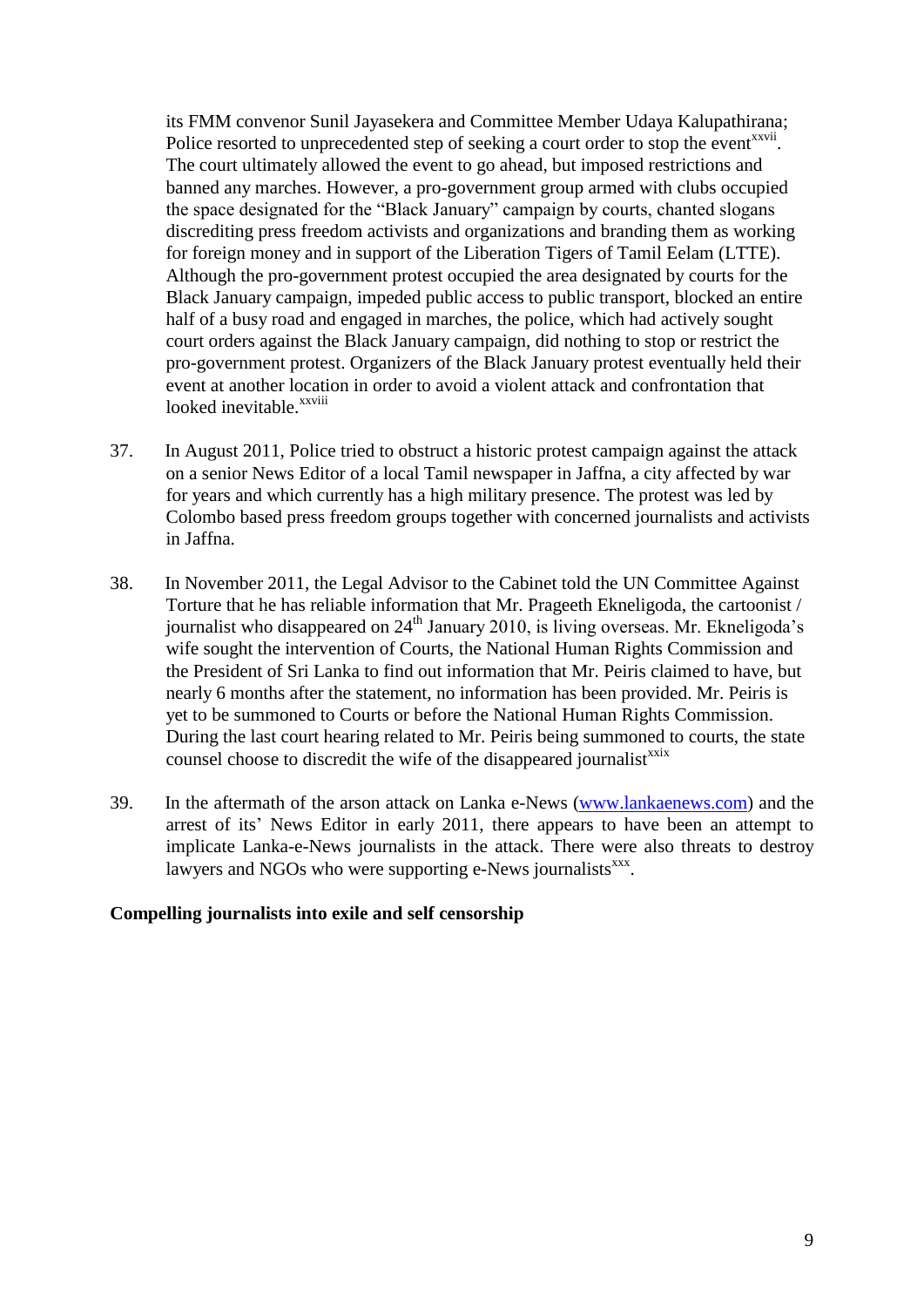its FMM convenor Sunil Jayasekera and Committee Member Udaya Kalupathirana; Police resorted to unprecedented step of seeking a court order to stop the event[xxvii]. The court ultimately allowed the event to go ahead, but imposed restrictions and banned any marches. However, a pro-government group armed with clubs occupied the space designated for the "Black January" campaign by courts, chanted slogans discrediting press freedom activists and organizations and branding them as working for foreign money and in support of the Liberation Tigers of Tamil Eelam (LTTE). Although the pro-government protest occupied the area designated by courts for the Black January campaign, impeded public access to public transport, blocked an entire half of a busy road and engaged in marches, the police, which had actively sought court orders against the Black January campaign, did nothing to stop or restrict the pro-government protest. Organizers of the Black January protest eventually held their event at another location in order to avoid a violent attack and confrontation that looked inevitable.[xxviii]

37. In August 2011, Police tried to obstruct a historic protest campaign against the attack on a senior News Editor of a local Tamil newspaper in Jaffna, a city affected by war for years and which currently has a high military presence. The protest was led by Colombo based press freedom groups together with concerned journalists and activists in Jaffna.

38. In November 2011, the Legal Advisor to the Cabinet told the UN Committee Against Torture that he has reliable information that Mr. Prageeth Ekneligoda, the cartoonist / journalist who disappeared on 24th January 2010, is living overseas. Mr. Ekneligoda's wife sought the intervention of Courts, the National Human Rights Commission and the President of Sri Lanka to find out information that Mr. Peiris claimed to have, but nearly 6 months after the statement, no information has been provided. Mr. Peiris is yet to be summoned to Courts or before the National Human Rights Commission. During the last court hearing related to Mr. Peiris being summoned to courts, the state counsel choose to discredit the wife of the disappeared journalist[xxix]

39. In the aftermath of the arson attack on Lanka e-News (www.lankaenews.com) and the arrest of its' News Editor in early 2011, there appears to have been an attempt to implicate Lanka-e-News journalists in the attack. There were also threats to destroy lawyers and NGOs who were supporting e-News journalists[xxx].

**Compelling journalists into exile and self censorship**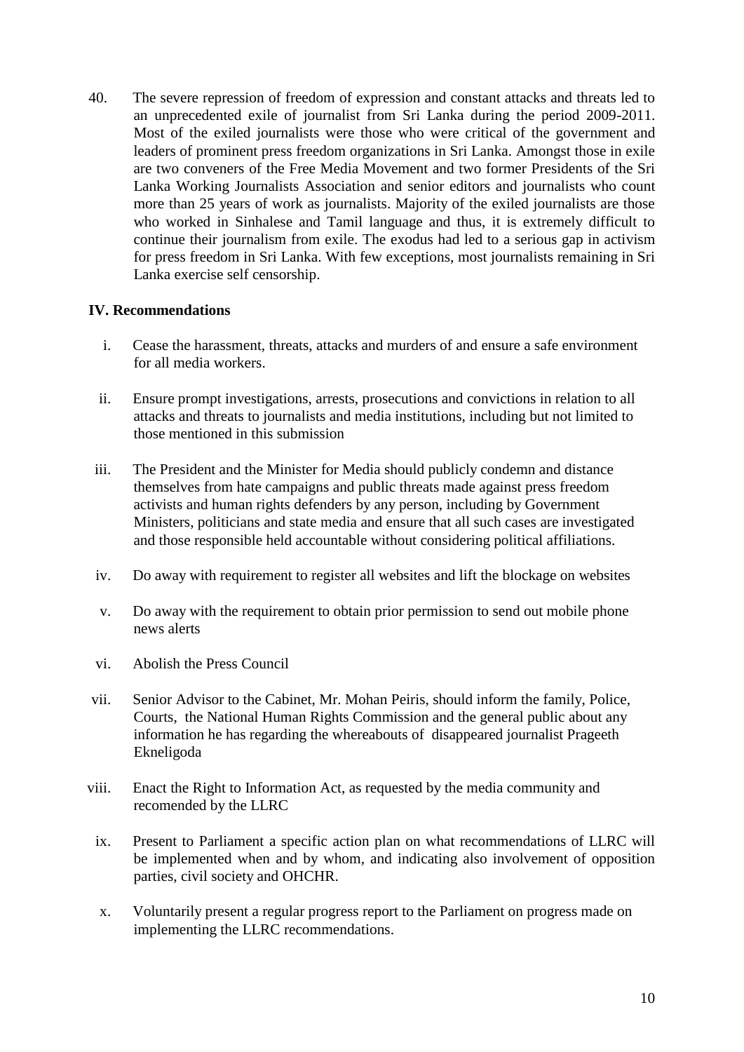40. The severe repression of freedom of expression and constant attacks and threats led to an unprecedented exile of journalist from Sri Lanka during the period 2009-2011. Most of the exiled journalists were those who were critical of the government and leaders of prominent press freedom organizations in Sri Lanka. Amongst those in exile are two conveners of the Free Media Movement and two former Presidents of the Sri Lanka Working Journalists Association and senior editors and journalists who count more than 25 years of work as journalists. Majority of the exiled journalists are those who worked in Sinhalese and Tamil language and thus, it is extremely difficult to continue their journalism from exile. The exodus had led to a serious gap in activism for press freedom in Sri Lanka. With few exceptions, most journalists remaining in Sri Lanka exercise self censorship.

## IV. Recommendations

i. Cease the harassment, threats, attacks and murders of and ensure a safe environment for all media workers.

ii. Ensure prompt investigations, arrests, prosecutions and convictions in relation to all attacks and threats to journalists and media institutions, including but not limited to those mentioned in this submission

iii. The President and the Minister for Media should publicly condemn and distance themselves from hate campaigns and public threats made against press freedom activists and human rights defenders by any person, including by Government Ministers, politicians and state media and ensure that all such cases are investigated and those responsible held accountable without considering political affiliations.

iv. Do away with requirement to register all websites and lift the blockage on websites

v. Do away with the requirement to obtain prior permission to send out mobile phone news alerts

vi. Abolish the Press Council

vii. Senior Advisor to the Cabinet, Mr. Mohan Peiris, should inform the family, Police, Courts, the National Human Rights Commission and the general public about any information he has regarding the whereabouts of disappeared journalist Prageeth Ekneligoda

viii. Enact the Right to Information Act, as requested by the media community and recomended by the LLRC

ix. Present to Parliament a specific action plan on what recommendations of LLRC will be implemented when and by whom, and indicating also involvement of opposition parties, civil society and OHCHR.

x. Voluntarily present a regular progress report to the Parliament on progress made on implementing the LLRC recommendations.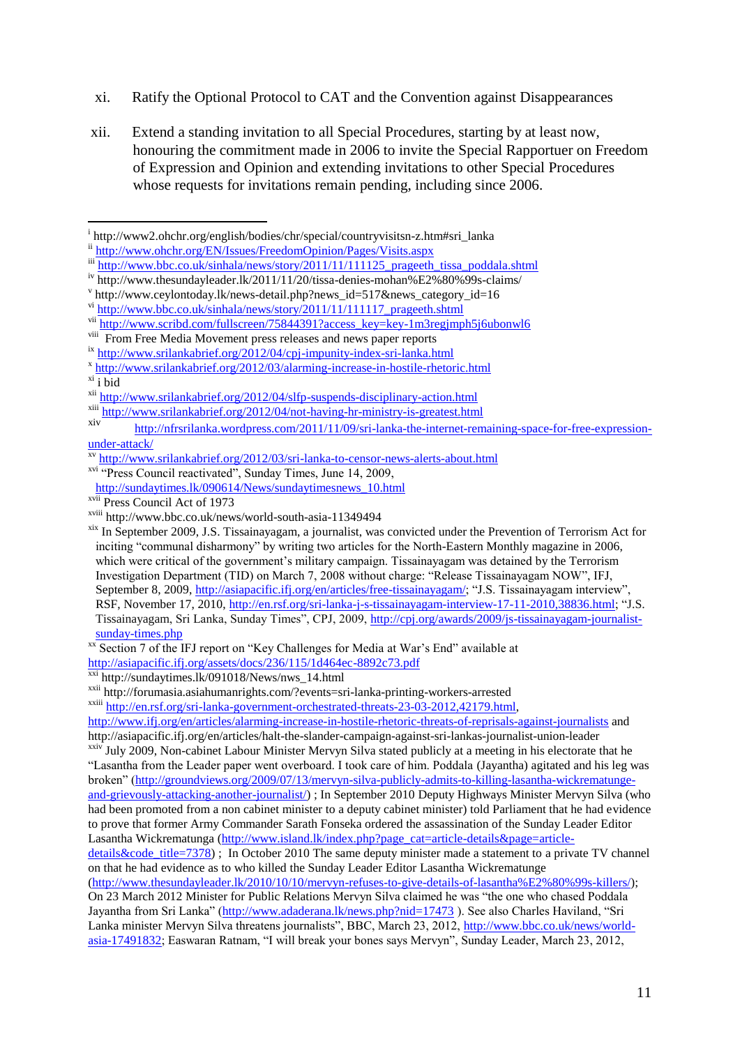xi. Ratify the Optional Protocol to CAT and the Convention against Disappearances

xii. Extend a standing invitation to all Special Procedures, starting by at least now, honouring the commitment made in 2006 to invite the Special Rapportuer on Freedom of Expression and Opinion and extending invitations to other Special Procedures whose requests for invitations remain pending, including since 2006.

---

[i] http://www2.ohchr.org/english/bodies/chr/special/countryvisitsn-z.htm#sri_lanka

[ii] http://www.ohchr.org/EN/Issues/FreedomOpinion/Pages/Visits.aspx

[iii] http://www.bbc.co.uk/sinhala/news/story/2011/11/111125_prageeth_tissa_poddala.shtml

[iv] http://www.thesundayleader.lk/2011/11/20/tissa-denies-mohan%E2%80%99s-claims/

[v] http://www.ceylontoday.lk/news-detail.php?news_id=517&news_category_id=16

[vi] http://www.bbc.co.uk/sinhala/news/story/2011/11/111117_prageeth.shtml

[vii] http://www.scribd.com/fullscreen/75844391?access_key=key-1m3regjmph5j6ubonwl6

[viii] From Free Media Movement press releases and news paper reports

[ix] http://www.srilankabrief.org/2012/04/cpj-impunity-index-sri-lanka.html

[x] http://www.srilankabrief.org/2012/03/alarming-increase-in-hostile-rhetoric.html

[xi] i bid

[xii] http://www.srilankabrief.org/2012/04/slfp-suspends-disciplinary-action.html

[xiii] http://www.srilankabrief.org/2012/04/not-having-hr-ministry-is-greatest.html

[xiv] http://nfrsrilanka.wordpress.com/2011/11/09/sri-lanka-the-internet-remaining-space-for-free-expression-under-attack/

[xv] http://www.srilankabrief.org/2012/03/sri-lanka-to-censor-news-alerts-about.html

[xvi] "Press Council reactivated", Sunday Times, June 14, 2009, http://sundaytimes.lk/090614/News/sundaytimesnews_10.html

[xvii] Press Council Act of 1973

[xviii] http://www.bbc.co.uk/news/world-south-asia-11349494

[xix] In September 2009, J.S. Tissainayagam, a journalist, was convicted under the Prevention of Terrorism Act for inciting "communal disharmony" by writing two articles for the North-Eastern Monthly magazine in 2006, which were critical of the government's military campaign. Tissainayagam was detained by the Terrorism Investigation Department (TID) on March 7, 2008 without charge: "Release Tissainayagam NOW", IFJ, September 8, 2009, http://asiapacific.ifj.org/en/articles/free-tissainayagam/; "J.S. Tissainayagam interview", RSF, November 17, 2010, http://en.rsf.org/sri-lanka-j-s-tissainayagam-interview-17-11-2010,38836.html; "J.S. Tissainayagam, Sri Lanka, Sunday Times", CPJ, 2009, http://cpj.org/awards/2009/js-tissainayagam-journalist-sunday-times.php

[xx] Section 7 of the IFJ report on "Key Challenges for Media at War's End" available at http://asiapacific.ifj.org/assets/docs/236/115/1d464ec-8892c73.pdf

[xxi] http://sundaytimes.lk/091018/News/nws_14.html

[xxii] http://forumasia.asiahumanrights.com/?events=sri-lanka-printing-workers-arrested

[xxiii] http://en.rsf.org/sri-lanka-government-orchestrated-threats-23-03-2012,42179.html, http://www.ifj.org/en/articles/alarming-increase-in-hostile-rhetoric-threats-of-reprisals-against-journalists and http://asiapacific.ifj.org/en/articles/halt-the-slander-campaign-against-sri-lankas-journalist-union-leader

[xxiv] July 2009, Non-cabinet Labour Minister Mervyn Silva stated publicly at a meeting in his electorate that he "Lasantha from the Leader paper went overboard. I took care of him. Poddala (Jayantha) agitated and his leg was broken" (http://groundviews.org/2009/07/13/mervyn-silva-publicly-admits-to-killing-lasantha-wickrematunge-and-grievously-attacking-another-journalist/) ; In September 2010 Deputy Highways Minister Mervyn Silva (who had been promoted from a non cabinet minister to a deputy cabinet minister) told Parliament that he had evidence to prove that former Army Commander Sarath Fonseka ordered the assassination of the Sunday Leader Editor Lasantha Wickrematunga (http://www.island.lk/index.php?page_cat=article-details&page=article-details&code_title=7378) ; In October 2010 The same deputy minister made a statement to a private TV channel on that he had evidence as to who killed the Sunday Leader Editor Lasantha Wickrematunge (http://www.thesundayleader.lk/2010/10/10/mervyn-refuses-to-give-details-of-lasantha%E2%80%99s-killers/); On 23 March 2012 Minister for Public Relations Mervyn Silva claimed he was "the one who chased Poddala Jayantha from Sri Lanka" (http://www.adaderana.lk/news.php?nid=17473 ). See also Charles Haviland, "Sri Lanka minister Mervyn Silva threatens journalists", BBC, March 23, 2012, http://www.bbc.co.uk/news/world-asia-17491832; Easwaran Ratnam, "I will break your bones says Mervyn", Sunday Leader, March 23, 2012,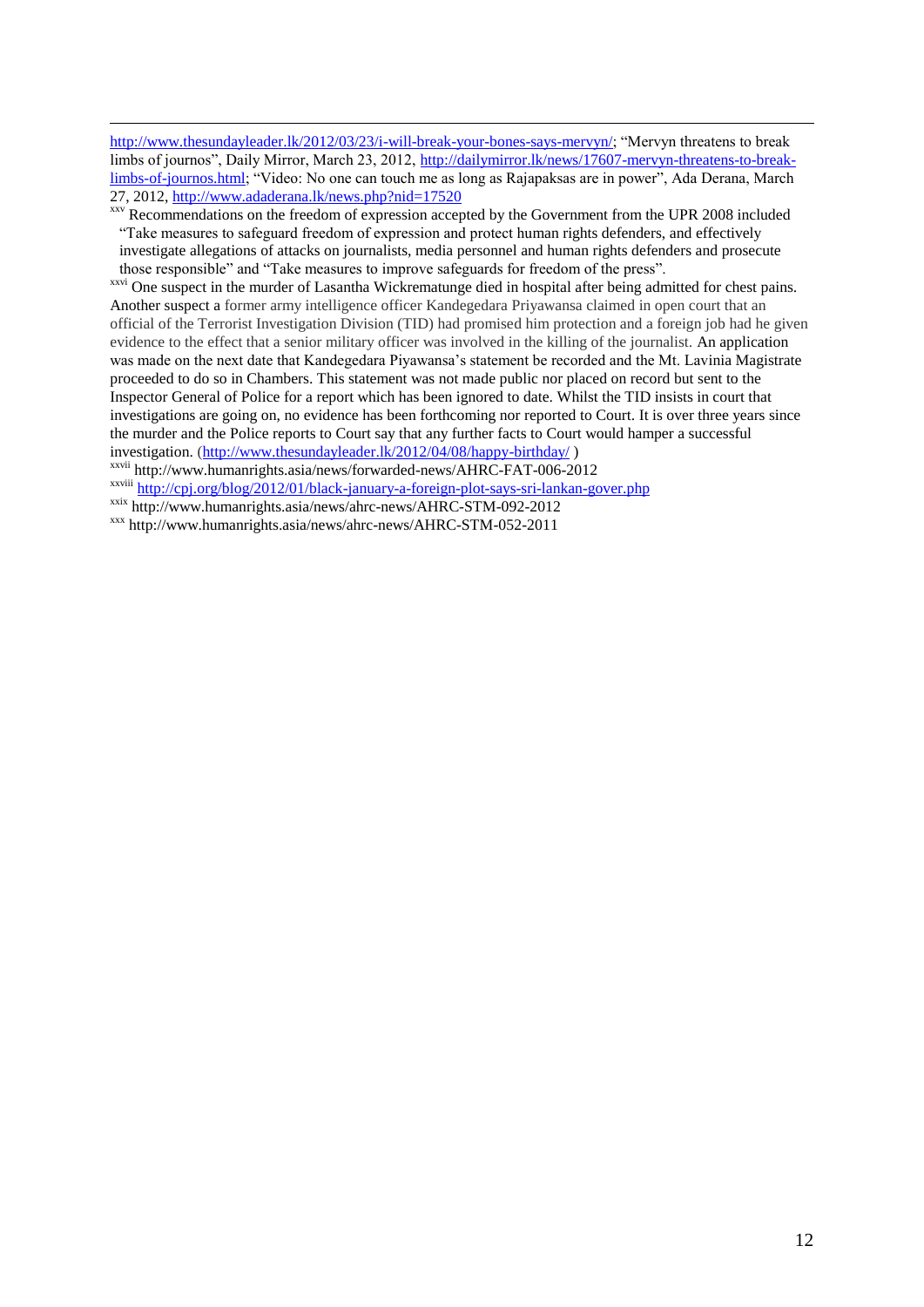http://www.thesundayleader.lk/2012/03/23/i-will-break-your-bones-says-mervyn/; "Mervyn threatens to break limbs of journos", Daily Mirror, March 23, 2012, http://dailymirror.lk/news/17607-mervyn-threatens-to-break-limbs-of-journos.html; "Video: No one can touch me as long as Rajapaksas are in power", Ada Derana, March 27, 2012, http://www.adaderana.lk/news.php?nid=17520

[xxv] Recommendations on the freedom of expression accepted by the Government from the UPR 2008 included "Take measures to safeguard freedom of expression and protect human rights defenders, and effectively investigate allegations of attacks on journalists, media personnel and human rights defenders and prosecute those responsible" and "Take measures to improve safeguards for freedom of the press".

[xxvi] One suspect in the murder of Lasantha Wickrematunge died in hospital after being admitted for chest pains. Another suspect a former army intelligence officer Kandegedara Priyawansa claimed in open court that an official of the Terrorist Investigation Division (TID) had promised him protection and a foreign job had he given evidence to the effect that a senior military officer was involved in the killing of the journalist. An application was made on the next date that Kandegedara Piyawansa's statement be recorded and the Mt. Lavinia Magistrate proceeded to do so in Chambers. This statement was not made public nor placed on record but sent to the Inspector General of Police for a report which has been ignored to date. Whilst the TID insists in court that investigations are going on, no evidence has been forthcoming nor reported to Court. It is over three years since the murder and the Police reports to Court say that any further facts to Court would hamper a successful investigation. (http://www.thesundayleader.lk/2012/04/08/happy-birthday/ )

[xxvii] http://www.humanrights.asia/news/forwarded-news/AHRC-FAT-006-2012

[xxviii] http://cpj.org/blog/2012/01/black-january-a-foreign-plot-says-sri-lankan-gover.php

[xxix] http://www.humanrights.asia/news/ahrc-news/AHRC-STM-092-2012

[xxx] http://www.humanrights.asia/news/ahrc-news/AHRC-STM-052-2011